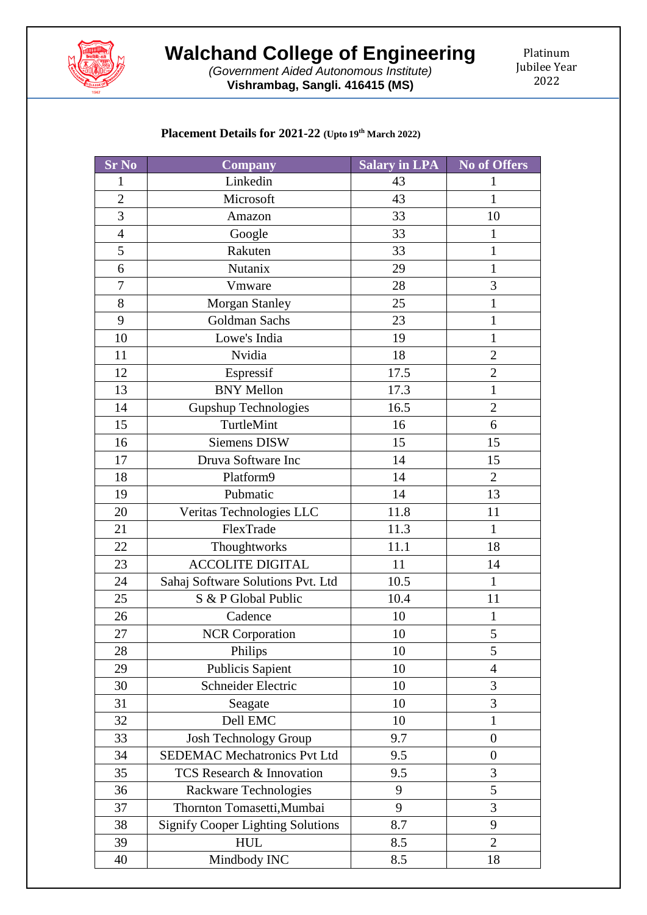# Walchand College of Engineering

*(Government Aided Autonomous Institute)*

**Vishrambag, Sangli. 416415 (MS)**

Platinum Jubilee Year 2022

## Placement Details for 2021-22 (Upto 19th March 2022)

| Sr No | Company | Salary in LPA | No of Offers |
|---|---|---|---|
| 1 | Linkedin | 43 | 1 |
| 2 | Microsoft | 43 | 1 |
| 3 | Amazon | 33 | 10 |
| 4 | Google | 33 | 1 |
| 5 | Rakuten | 33 | 1 |
| 6 | Nutanix | 29 | 1 |
| 7 | Vmware | 28 | 3 |
| 8 | Morgan Stanley | 25 | 1 |
| 9 | Goldman Sachs | 23 | 1 |
| 10 | Lowe's India | 19 | 1 |
| 11 | Nvidia | 18 | 2 |
| 12 | Espressif | 17.5 | 2 |
| 13 | BNY Mellon | 17.3 | 1 |
| 14 | Gupshup Technologies | 16.5 | 2 |
| 15 | TurtleMint | 16 | 6 |
| 16 | Siemens DISW | 15 | 15 |
| 17 | Druva Software Inc | 14 | 15 |
| 18 | Platform9 | 14 | 2 |
| 19 | Pubmatic | 14 | 13 |
| 20 | Veritas Technologies LLC | 11.8 | 11 |
| 21 | FlexTrade | 11.3 | 1 |
| 22 | Thoughtworks | 11.1 | 18 |
| 23 | ACCOLITE DIGITAL | 11 | 14 |
| 24 | Sahaj Software Solutions Pvt. Ltd | 10.5 | 1 |
| 25 | S & P Global Public | 10.4 | 11 |
| 26 | Cadence | 10 | 1 |
| 27 | NCR Corporation | 10 | 5 |
| 28 | Philips | 10 | 5 |
| 29 | Publicis Sapient | 10 | 4 |
| 30 | Schneider Electric | 10 | 3 |
| 31 | Seagate | 10 | 3 |
| 32 | Dell EMC | 10 | 1 |
| 33 | Josh Technology Group | 9.7 | 0 |
| 34 | SEDEMAC Mechatronics Pvt Ltd | 9.5 | 0 |
| 35 | TCS Research & Innovation | 9.5 | 3 |
| 36 | Rackware Technologies | 9 | 5 |
| 37 | Thornton Tomasetti,Mumbai | 9 | 3 |
| 38 | Signify Cooper Lighting Solutions | 8.7 | 9 |
| 39 | HUL | 8.5 | 2 |
| 40 | Mindbody INC | 8.5 | 18 |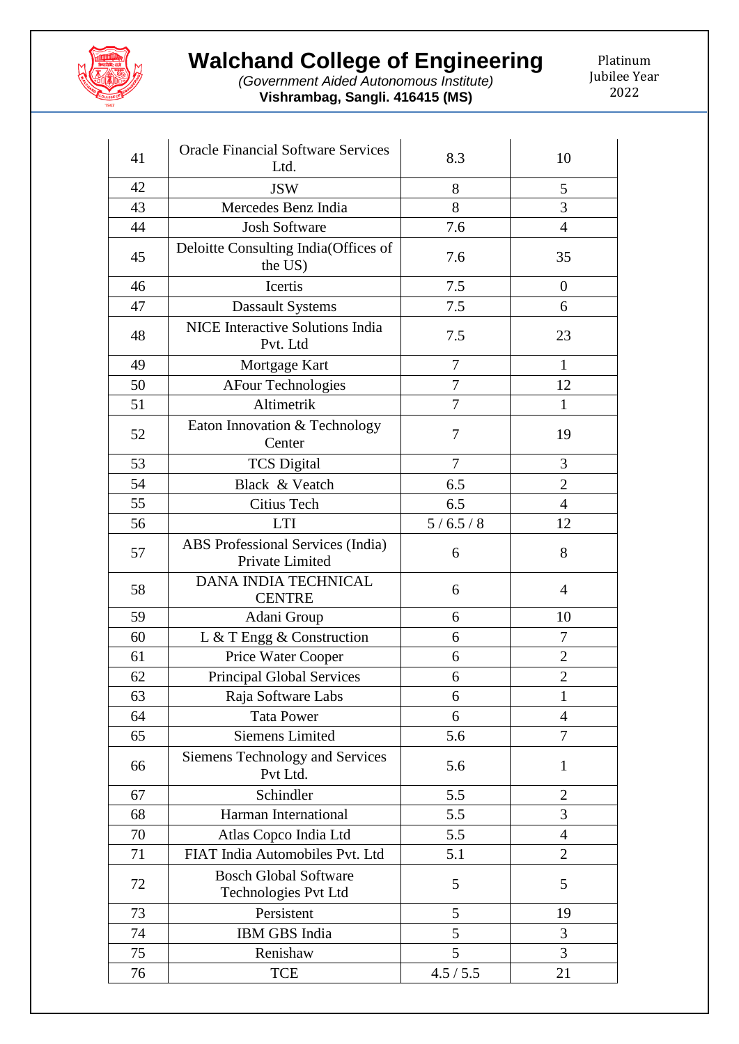| | | | |
|---|---|---|---|
| 41 | Oracle Financial Software Services Ltd. | 8.3 | 10 |
| 42 | JSW | 8 | 5 |
| 43 | Mercedes Benz India | 8 | 3 |
| 44 | Josh Software | 7.6 | 4 |
| 45 | Deloitte Consulting India(Offices of the US) | 7.6 | 35 |
| 46 | Icertis | 7.5 | 0 |
| 47 | Dassault Systems | 7.5 | 6 |
| 48 | NICE Interactive Solutions India Pvt. Ltd | 7.5 | 23 |
| 49 | Mortgage Kart | 7 | 1 |
| 50 | AFour Technologies | 7 | 12 |
| 51 | Altimetrik | 7 | 1 |
| 52 | Eaton Innovation & Technology Center | 7 | 19 |
| 53 | TCS Digital | 7 | 3 |
| 54 | Black & Veatch | 6.5 | 2 |
| 55 | Citius Tech | 6.5 | 4 |
| 56 | LTI | 5 / 6.5 / 8 | 12 |
| 57 | ABS Professional Services (India) Private Limited | 6 | 8 |
| 58 | DANA INDIA TECHNICAL CENTRE | 6 | 4 |
| 59 | Adani Group | 6 | 10 |
| 60 | L & T Engg & Construction | 6 | 7 |
| 61 | Price Water Cooper | 6 | 2 |
| 62 | Principal Global Services | 6 | 2 |
| 63 | Raja Software Labs | 6 | 1 |
| 64 | Tata Power | 6 | 4 |
| 65 | Siemens Limited | 5.6 | 7 |
| 66 | Siemens Technology and Services Pvt Ltd. | 5.6 | 1 |
| 67 | Schindler | 5.5 | 2 |
| 68 | Harman International | 5.5 | 3 |
| 70 | Atlas Copco India Ltd | 5.5 | 4 |
| 71 | FIAT India Automobiles Pvt. Ltd | 5.1 | 2 |
| 72 | Bosch Global Software Technologies Pvt Ltd | 5 | 5 |
| 73 | Persistent | 5 | 19 |
| 74 | IBM GBS India | 5 | 3 |
| 75 | Renishaw | 5 | 3 |
| 76 | TCE | 4.5 / 5.5 | 21 |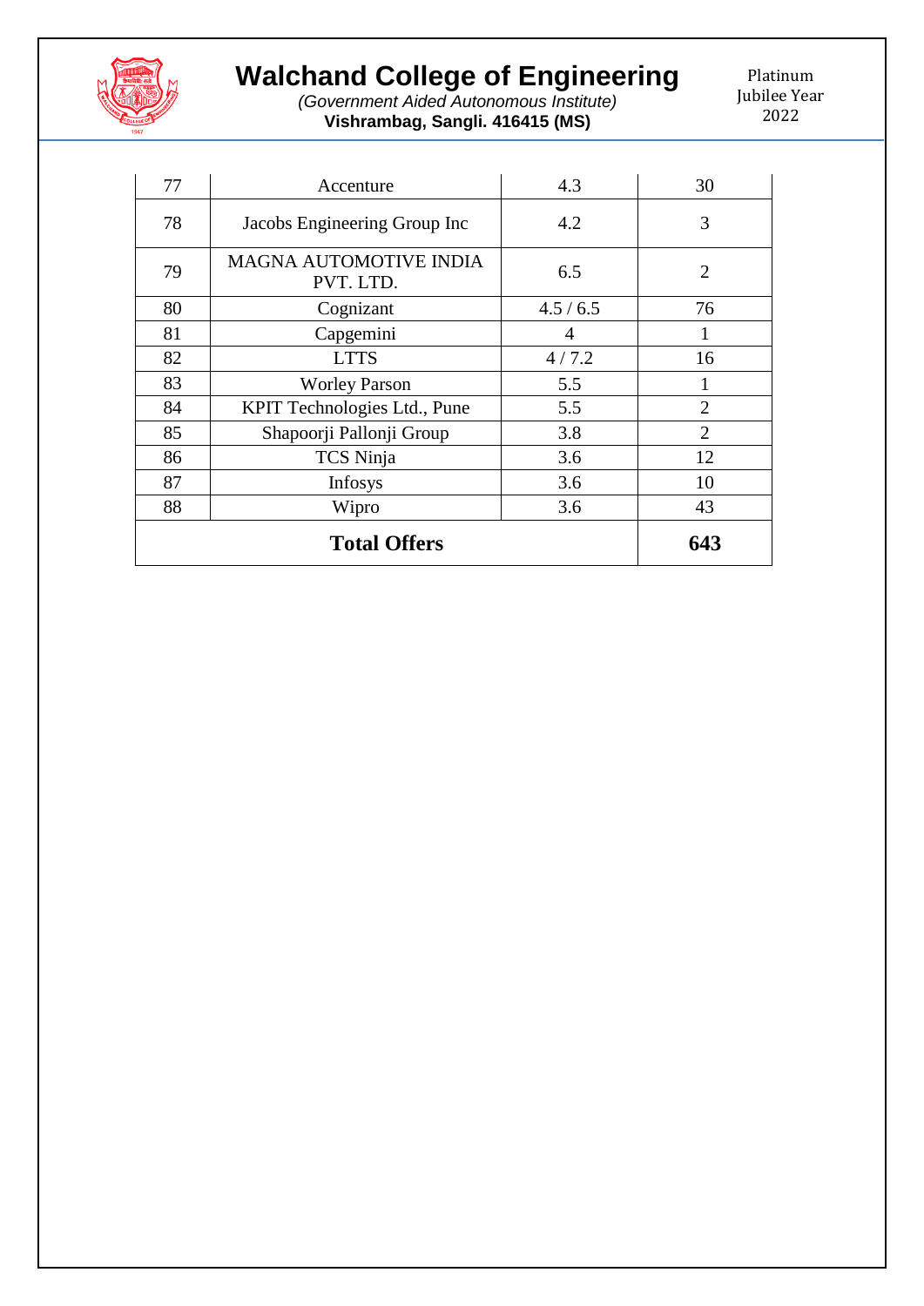| 77 | Accenture | 4.3 | 30 |
|---|---|---|---|
| 78 | Jacobs Engineering Group Inc | 4.2 | 3 |
| 79 | MAGNA AUTOMOTIVE INDIA PVT. LTD. | 6.5 | 2 |
| 80 | Cognizant | 4.5 / 6.5 | 76 |
| 81 | Capgemini | 4 | 1 |
| 82 | LTTS | 4 / 7.2 | 16 |
| 83 | Worley Parson | 5.5 | 1 |
| 84 | KPIT Technologies Ltd., Pune | 5.5 | 2 |
| 85 | Shapoorji Pallonji Group | 3.8 | 2 |
| 86 | TCS Ninja | 3.6 | 12 |
| 87 | Infosys | 3.6 | 10 |
| 88 | Wipro | 3.6 | 43 |
| **Total Offers** | | | **643** |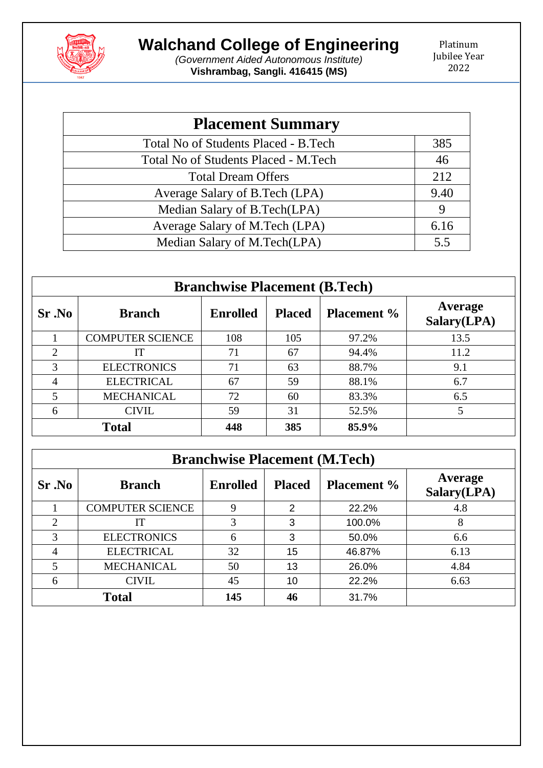# Walchand College of Engineering

*(Government Aided Autonomous Institute)*

**Vishrambag, Sangli. 416415 (MS)**

Platinum Jubilee Year 2022

| Placement Summary | |
|---|---|
| Total No of Students Placed - B.Tech | 385 |
| Total No of Students Placed - M.Tech | 46 |
| Total Dream Offers | 212 |
| Average Salary of B.Tech (LPA) | 9.40 |
| Median Salary of B.Tech(LPA) | 9 |
| Average Salary of M.Tech (LPA) | 6.16 |
| Median Salary of M.Tech(LPA) | 5.5 |

## Branchwise Placement (B.Tech)

| Sr .No | Branch | Enrolled | Placed | Placement % | Average Salary(LPA) |
|---|---|---|---|---|---|
| 1 | COMPUTER SCIENCE | 108 | 105 | 97.2% | 13.5 |
| 2 | IT | 71 | 67 | 94.4% | 11.2 |
| 3 | ELECTRONICS | 71 | 63 | 88.7% | 9.1 |
| 4 | ELECTRICAL | 67 | 59 | 88.1% | 6.7 |
| 5 | MECHANICAL | 72 | 60 | 83.3% | 6.5 |
| 6 | CIVIL | 59 | 31 | 52.5% | 5 |
| **Total** | | **448** | **385** | **85.9%** | |

## Branchwise Placement (M.Tech)

| Sr .No | Branch | Enrolled | Placed | Placement % | Average Salary(LPA) |
|---|---|---|---|---|---|
| 1 | COMPUTER SCIENCE | 9 | 2 | 22.2% | 4.8 |
| 2 | IT | 3 | 3 | 100.0% | 8 |
| 3 | ELECTRONICS | 6 | 3 | 50.0% | 6.6 |
| 4 | ELECTRICAL | 32 | 15 | 46.87% | 6.13 |
| 5 | MECHANICAL | 50 | 13 | 26.0% | 4.84 |
| 6 | CIVIL | 45 | 10 | 22.2% | 6.63 |
| **Total** | | **145** | **46** | 31.7% | |